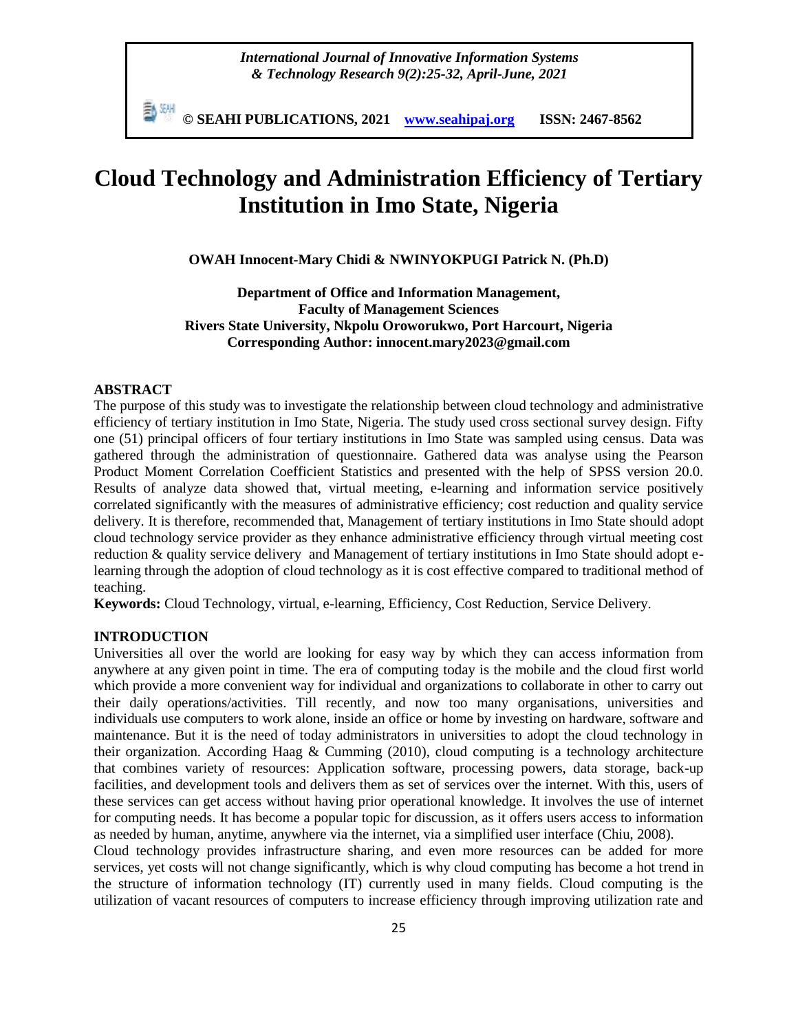# Cloud Technology and Administration Efficiency of Tertiary Institution in Imo State, Nigeria

**OWAH Innocent-Mary Chidi & NWINYOKPUGI Patrick N. (Ph.D)**

**Department of Office and Information Management,**
**Faculty of Management Sciences**
**Rivers State University, Nkpolu Oroworukwo, Port Harcourt, Nigeria**
**Corresponding Author: innocent.mary2023@gmail.com**

## ABSTRACT

The purpose of this study was to investigate the relationship between cloud technology and administrative efficiency of tertiary institution in Imo State, Nigeria. The study used cross sectional survey design. Fifty one (51) principal officers of four tertiary institutions in Imo State was sampled using census. Data was gathered through the administration of questionnaire. Gathered data was analyse using the Pearson Product Moment Correlation Coefficient Statistics and presented with the help of SPSS version 20.0. Results of analyze data showed that, virtual meeting, e-learning and information service positively correlated significantly with the measures of administrative efficiency; cost reduction and quality service delivery. It is therefore, recommended that, Management of tertiary institutions in Imo State should adopt cloud technology service provider as they enhance administrative efficiency through virtual meeting cost reduction & quality service delivery and Management of tertiary institutions in Imo State should adopt e-learning through the adoption of cloud technology as it is cost effective compared to traditional method of teaching.

**Keywords:** Cloud Technology, virtual, e-learning, Efficiency, Cost Reduction, Service Delivery.

## INTRODUCTION

Universities all over the world are looking for easy way by which they can access information from anywhere at any given point in time. The era of computing today is the mobile and the cloud first world which provide a more convenient way for individual and organizations to collaborate in other to carry out their daily operations/activities. Till recently, and now too many organisations, universities and individuals use computers to work alone, inside an office or home by investing on hardware, software and maintenance. But it is the need of today administrators in universities to adopt the cloud technology in their organization. According Haag & Cumming (2010), cloud computing is a technology architecture that combines variety of resources: Application software, processing powers, data storage, back-up facilities, and development tools and delivers them as set of services over the internet. With this, users of these services can get access without having prior operational knowledge. It involves the use of internet for computing needs. It has become a popular topic for discussion, as it offers users access to information as needed by human, anytime, anywhere via the internet, via a simplified user interface (Chiu, 2008).

Cloud technology provides infrastructure sharing, and even more resources can be added for more services, yet costs will not change significantly, which is why cloud computing has become a hot trend in the structure of information technology (IT) currently used in many fields. Cloud computing is the utilization of vacant resources of computers to increase efficiency through improving utilization rate and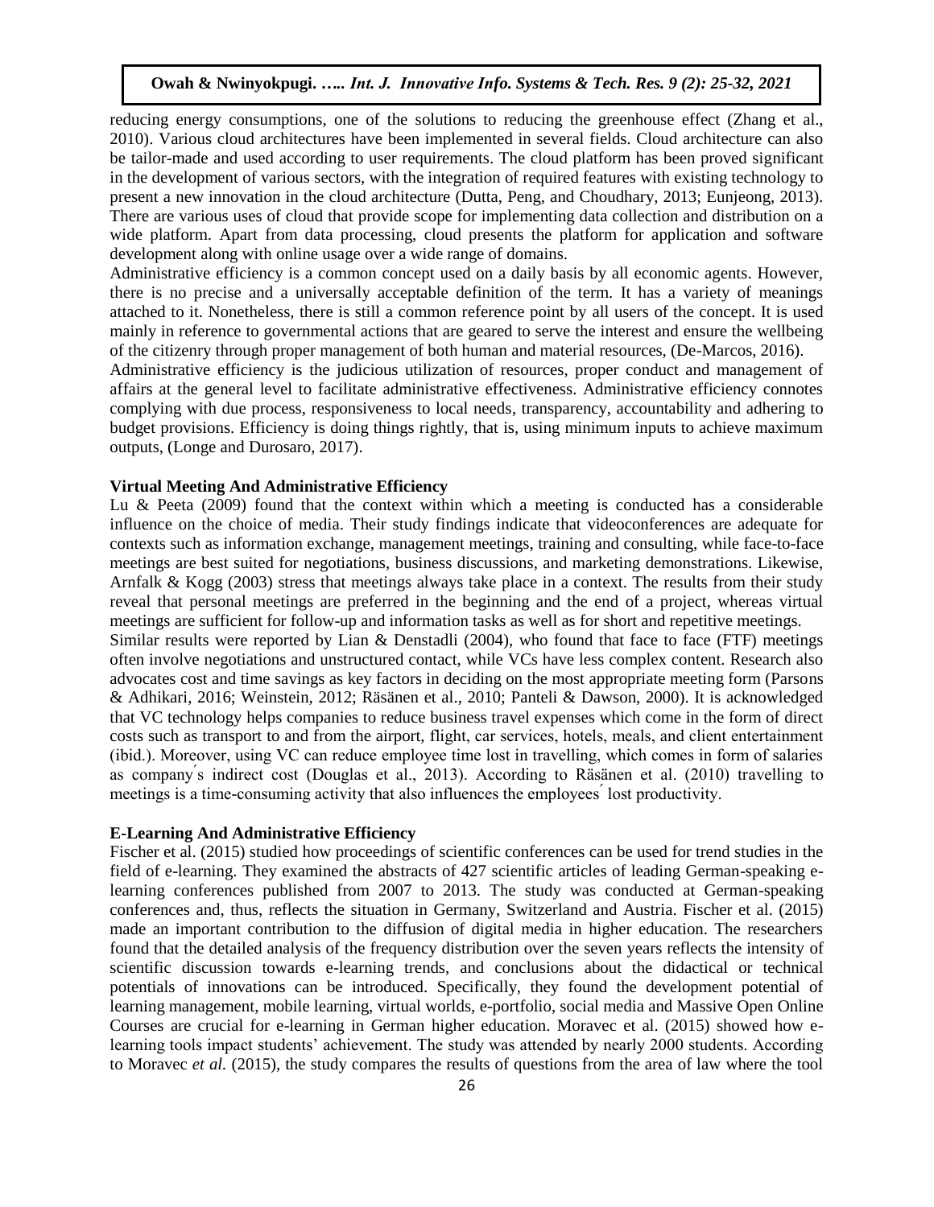reducing energy consumptions, one of the solutions to reducing the greenhouse effect (Zhang et al., 2010). Various cloud architectures have been implemented in several fields. Cloud architecture can also be tailor-made and used according to user requirements. The cloud platform has been proved significant in the development of various sectors, with the integration of required features with existing technology to present a new innovation in the cloud architecture (Dutta, Peng, and Choudhary, 2013; Eunjeong, 2013). There are various uses of cloud that provide scope for implementing data collection and distribution on a wide platform. Apart from data processing, cloud presents the platform for application and software development along with online usage over a wide range of domains.

Administrative efficiency is a common concept used on a daily basis by all economic agents. However, there is no precise and a universally acceptable definition of the term. It has a variety of meanings attached to it. Nonetheless, there is still a common reference point by all users of the concept. It is used mainly in reference to governmental actions that are geared to serve the interest and ensure the wellbeing of the citizenry through proper management of both human and material resources, (De-Marcos, 2016).

Administrative efficiency is the judicious utilization of resources, proper conduct and management of affairs at the general level to facilitate administrative effectiveness. Administrative efficiency connotes complying with due process, responsiveness to local needs, transparency, accountability and adhering to budget provisions. Efficiency is doing things rightly, that is, using minimum inputs to achieve maximum outputs, (Longe and Durosaro, 2017).

**Virtual Meeting And Administrative Efficiency**

Lu & Peeta (2009) found that the context within which a meeting is conducted has a considerable influence on the choice of media. Their study findings indicate that videoconferences are adequate for contexts such as information exchange, management meetings, training and consulting, while face-to-face meetings are best suited for negotiations, business discussions, and marketing demonstrations. Likewise, Arnfalk & Kogg (2003) stress that meetings always take place in a context. The results from their study reveal that personal meetings are preferred in the beginning and the end of a project, whereas virtual meetings are sufficient for follow-up and information tasks as well as for short and repetitive meetings.

Similar results were reported by Lian & Denstadli (2004), who found that face to face (FTF) meetings often involve negotiations and unstructured contact, while VCs have less complex content. Research also advocates cost and time savings as key factors in deciding on the most appropriate meeting form (Parsons & Adhikari, 2016; Weinstein, 2012; Räsänen et al., 2010; Panteli & Dawson, 2000). It is acknowledged that VC technology helps companies to reduce business travel expenses which come in the form of direct costs such as transport to and from the airport, flight, car services, hotels, meals, and client entertainment (ibid.). Moreover, using VC can reduce employee time lost in travelling, which comes in form of salaries as company´s indirect cost (Douglas et al., 2013). According to Räsänen et al. (2010) travelling to meetings is a time-consuming activity that also influences the employees´ lost productivity.

**E-Learning And Administrative Efficiency**

Fischer et al. (2015) studied how proceedings of scientific conferences can be used for trend studies in the field of e-learning. They examined the abstracts of 427 scientific articles of leading German-speaking e-learning conferences published from 2007 to 2013. The study was conducted at German-speaking conferences and, thus, reflects the situation in Germany, Switzerland and Austria. Fischer et al. (2015) made an important contribution to the diffusion of digital media in higher education. The researchers found that the detailed analysis of the frequency distribution over the seven years reflects the intensity of scientific discussion towards e-learning trends, and conclusions about the didactical or technical potentials of innovations can be introduced. Specifically, they found the development potential of learning management, mobile learning, virtual worlds, e-portfolio, social media and Massive Open Online Courses are crucial for e-learning in German higher education. Moravec et al. (2015) showed how e-learning tools impact students' achievement. The study was attended by nearly 2000 students. According to Moravec *et al.* (2015), the study compares the results of questions from the area of law where the tool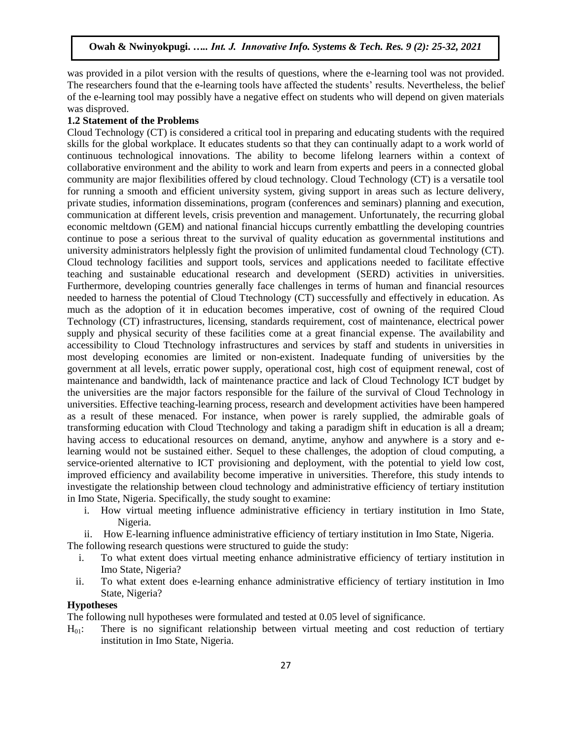was provided in a pilot version with the results of questions, where the e-learning tool was not provided. The researchers found that the e-learning tools have affected the students' results. Nevertheless, the belief of the e-learning tool may possibly have a negative effect on students who will depend on given materials was disproved.

### 1.2 Statement of the Problems

Cloud Technology (CT) is considered a critical tool in preparing and educating students with the required skills for the global workplace. It educates students so that they can continually adapt to a work world of continuous technological innovations. The ability to become lifelong learners within a context of collaborative environment and the ability to work and learn from experts and peers in a connected global community are major flexibilities offered by cloud technology. Cloud Technology (CT) is a versatile tool for running a smooth and efficient university system, giving support in areas such as lecture delivery, private studies, information disseminations, program (conferences and seminars) planning and execution, communication at different levels, crisis prevention and management. Unfortunately, the recurring global economic meltdown (GEM) and national financial hiccups currently embattling the developing countries continue to pose a serious threat to the survival of quality education as governmental institutions and university administrators helplessly fight the provision of unlimited fundamental cloud Technology (CT). Cloud technology facilities and support tools, services and applications needed to facilitate effective teaching and sustainable educational research and development (SERD) activities in universities. Furthermore, developing countries generally face challenges in terms of human and financial resources needed to harness the potential of Cloud Ttechnology (CT) successfully and effectively in education. As much as the adoption of it in education becomes imperative, cost of owning of the required Cloud Technology (CT) infrastructures, licensing, standards requirement, cost of maintenance, electrical power supply and physical security of these facilities come at a great financial expense. The availability and accessibility to Cloud Ttechnology infrastructures and services by staff and students in universities in most developing economies are limited or non-existent. Inadequate funding of universities by the government at all levels, erratic power supply, operational cost, high cost of equipment renewal, cost of maintenance and bandwidth, lack of maintenance practice and lack of Cloud Technology ICT budget by the universities are the major factors responsible for the failure of the survival of Cloud Technology in universities. Effective teaching-learning process, research and development activities have been hampered as a result of these menaced. For instance, when power is rarely supplied, the admirable goals of transforming education with Cloud Ttechnology and taking a paradigm shift in education is all a dream; having access to educational resources on demand, anytime, anyhow and anywhere is a story and e-learning would not be sustained either. Sequel to these challenges, the adoption of cloud computing, a service-oriented alternative to ICT provisioning and deployment, with the potential to yield low cost, improved efficiency and availability become imperative in universities. Therefore, this study intends to investigate the relationship between cloud technology and administrative efficiency of tertiary institution in Imo State, Nigeria. Specifically, the study sought to examine:

i. How virtual meeting influence administrative efficiency in tertiary institution in Imo State, Nigeria.
ii. How E-learning influence administrative efficiency of tertiary institution in Imo State, Nigeria.

The following research questions were structured to guide the study:

i. To what extent does virtual meeting enhance administrative efficiency of tertiary institution in Imo State, Nigeria?
ii. To what extent does e-learning enhance administrative efficiency of tertiary institution in Imo State, Nigeria?

### Hypotheses

The following null hypotheses were formulated and tested at 0.05 level of significance.

$H_{01}$: There is no significant relationship between virtual meeting and cost reduction of tertiary institution in Imo State, Nigeria.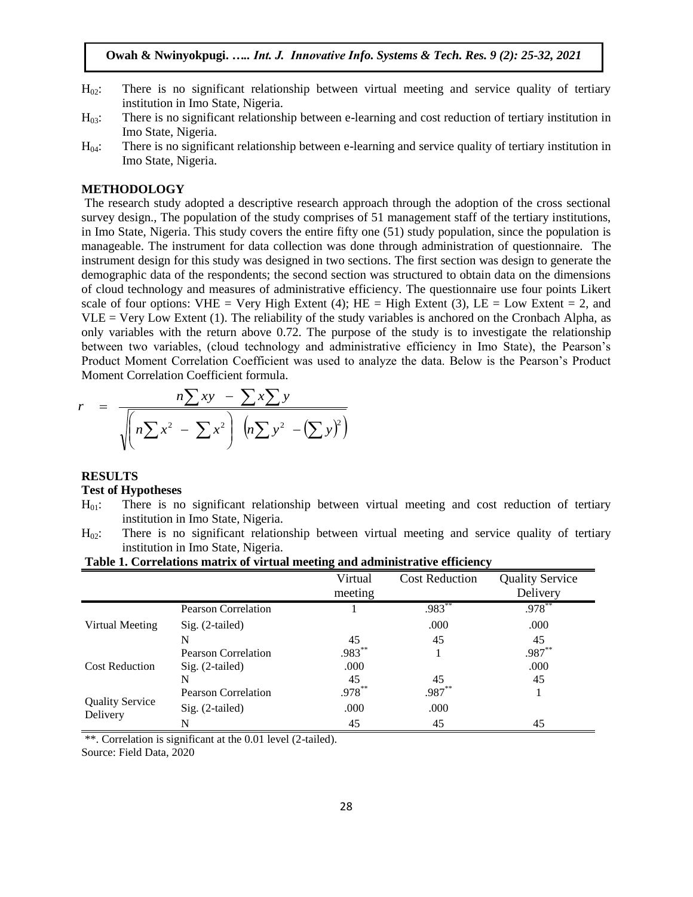$H_{02}$: There is no significant relationship between virtual meeting and service quality of tertiary institution in Imo State, Nigeria.

$H_{03}$: There is no significant relationship between e-learning and cost reduction of tertiary institution in Imo State, Nigeria.

$H_{04}$: There is no significant relationship between e-learning and service quality of tertiary institution in Imo State, Nigeria.

## METHODOLOGY

The research study adopted a descriptive research approach through the adoption of the cross sectional survey design., The population of the study comprises of 51 management staff of the tertiary institutions, in Imo State, Nigeria. This study covers the entire fifty one (51) study population, since the population is manageable. The instrument for data collection was done through administration of questionnaire. The instrument design for this study was designed in two sections. The first section was design to generate the demographic data of the respondents; the second section was structured to obtain data on the dimensions of cloud technology and measures of administrative efficiency. The questionnaire use four points Likert scale of four options: VHE = Very High Extent (4); HE = High Extent (3), LE = Low Extent = 2, and VLE = Very Low Extent (1). The reliability of the study variables is anchored on the Cronbach Alpha, as only variables with the return above 0.72. The purpose of the study is to investigate the relationship between two variables, (cloud technology and administrative efficiency in Imo State), the Pearson's Product Moment Correlation Coefficient was used to analyze the data. Below is the Pearson's Product Moment Correlation Coefficient formula.

$$r = \frac{n\sum xy - \sum x \sum y}{\sqrt{\left(n\sum x^2 - \sum x^2\right)\left(n\sum y^2 - \left(\sum y\right)^2\right)}}$$

## RESULTS

### Test of Hypotheses

$H_{01}$: There is no significant relationship between virtual meeting and cost reduction of tertiary institution in Imo State, Nigeria.

$H_{02}$: There is no significant relationship between virtual meeting and service quality of tertiary institution in Imo State, Nigeria.

**Table 1. Correlations matrix of virtual meeting and administrative efficiency**

| | | Virtual meeting | Cost Reduction | Quality Service Delivery |
|---|---|---|---|---|
| Virtual Meeting | Pearson Correlation | 1 | .983** | .978** |
| | Sig. (2-tailed) | | .000 | .000 |
| | N | 45 | 45 | 45 |
| Cost Reduction | Pearson Correlation | .983** | 1 | .987** |
| | Sig. (2-tailed) | .000 | | .000 |
| | N | 45 | 45 | 45 |
| Quality Service Delivery | Pearson Correlation | .978** | .987** | 1 |
| | Sig. (2-tailed) | .000 | .000 | |
| | N | 45 | 45 | 45 |

**. Correlation is significant at the 0.01 level (2-tailed).

Source: Field Data, 2020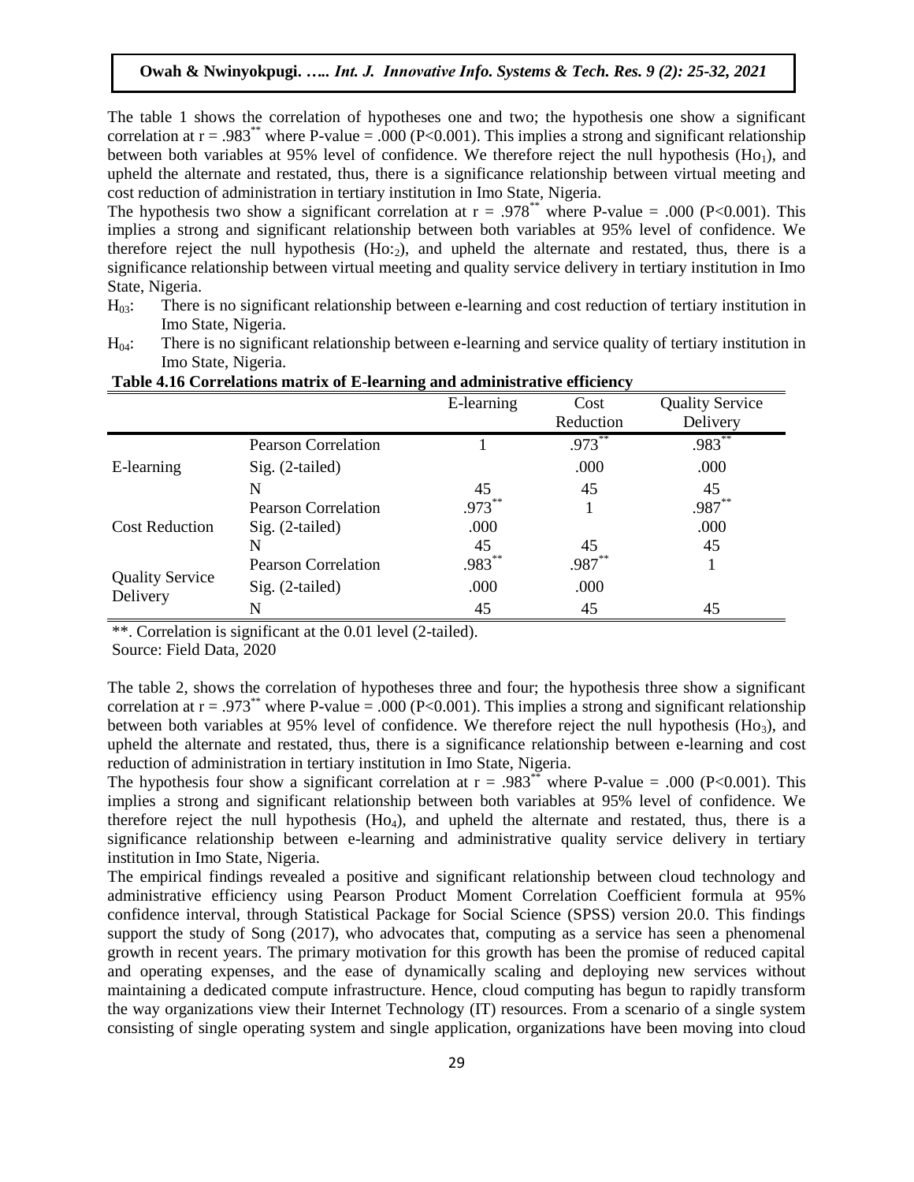The table 1 shows the correlation of hypotheses one and two; the hypothesis one show a significant correlation at r = .983** where P-value = .000 (P<0.001). This implies a strong and significant relationship between both variables at 95% level of confidence. We therefore reject the null hypothesis ($Ho_1$), and upheld the alternate and restated, thus, there is a significance relationship between virtual meeting and cost reduction of administration in tertiary institution in Imo State, Nigeria.

The hypothesis two show a significant correlation at r = .978** where P-value = .000 (P<0.001). This implies a strong and significant relationship between both variables at 95% level of confidence. We therefore reject the null hypothesis ($Ho:_2$), and upheld the alternate and restated, thus, there is a significance relationship between virtual meeting and quality service delivery in tertiary institution in Imo State, Nigeria.

$H_{03}$: There is no significant relationship between e-learning and cost reduction of tertiary institution in Imo State, Nigeria.

$H_{04}$: There is no significant relationship between e-learning and service quality of tertiary institution in Imo State, Nigeria.

**Table 4.16 Correlations matrix of E-learning and administrative efficiency**

| | | E-learning | Cost Reduction | Quality Service Delivery |
|---|---|---|---|---|
| E-learning | Pearson Correlation | 1 | .973** | .983** |
| | Sig. (2-tailed) | | .000 | .000 |
| | N | 45 | 45 | 45 |
| Cost Reduction | Pearson Correlation | .973** | 1 | .987** |
| | Sig. (2-tailed) | .000 | | .000 |
| | N | 45 | 45 | 45 |
| Quality Service Delivery | Pearson Correlation | .983** | .987** | 1 |
| | Sig. (2-tailed) | .000 | .000 | |
| | N | 45 | 45 | 45 |

**. Correlation is significant at the 0.01 level (2-tailed).

Source: Field Data, 2020

The table 2, shows the correlation of hypotheses three and four; the hypothesis three show a significant correlation at r = .973** where P-value = .000 (P<0.001). This implies a strong and significant relationship between both variables at 95% level of confidence. We therefore reject the null hypothesis ($Ho_3$), and upheld the alternate and restated, thus, there is a significance relationship between e-learning and cost reduction of administration in tertiary institution in Imo State, Nigeria.

The hypothesis four show a significant correlation at r = .983** where P-value = .000 (P<0.001). This implies a strong and significant relationship between both variables at 95% level of confidence. We therefore reject the null hypothesis ($Ho_4$), and upheld the alternate and restated, thus, there is a significance relationship between e-learning and administrative quality service delivery in tertiary institution in Imo State, Nigeria.

The empirical findings revealed a positive and significant relationship between cloud technology and administrative efficiency using Pearson Product Moment Correlation Coefficient formula at 95% confidence interval, through Statistical Package for Social Science (SPSS) version 20.0. This findings support the study of Song (2017), who advocates that, computing as a service has seen a phenomenal growth in recent years. The primary motivation for this growth has been the promise of reduced capital and operating expenses, and the ease of dynamically scaling and deploying new services without maintaining a dedicated compute infrastructure. Hence, cloud computing has begun to rapidly transform the way organizations view their Internet Technology (IT) resources. From a scenario of a single system consisting of single operating system and single application, organizations have been moving into cloud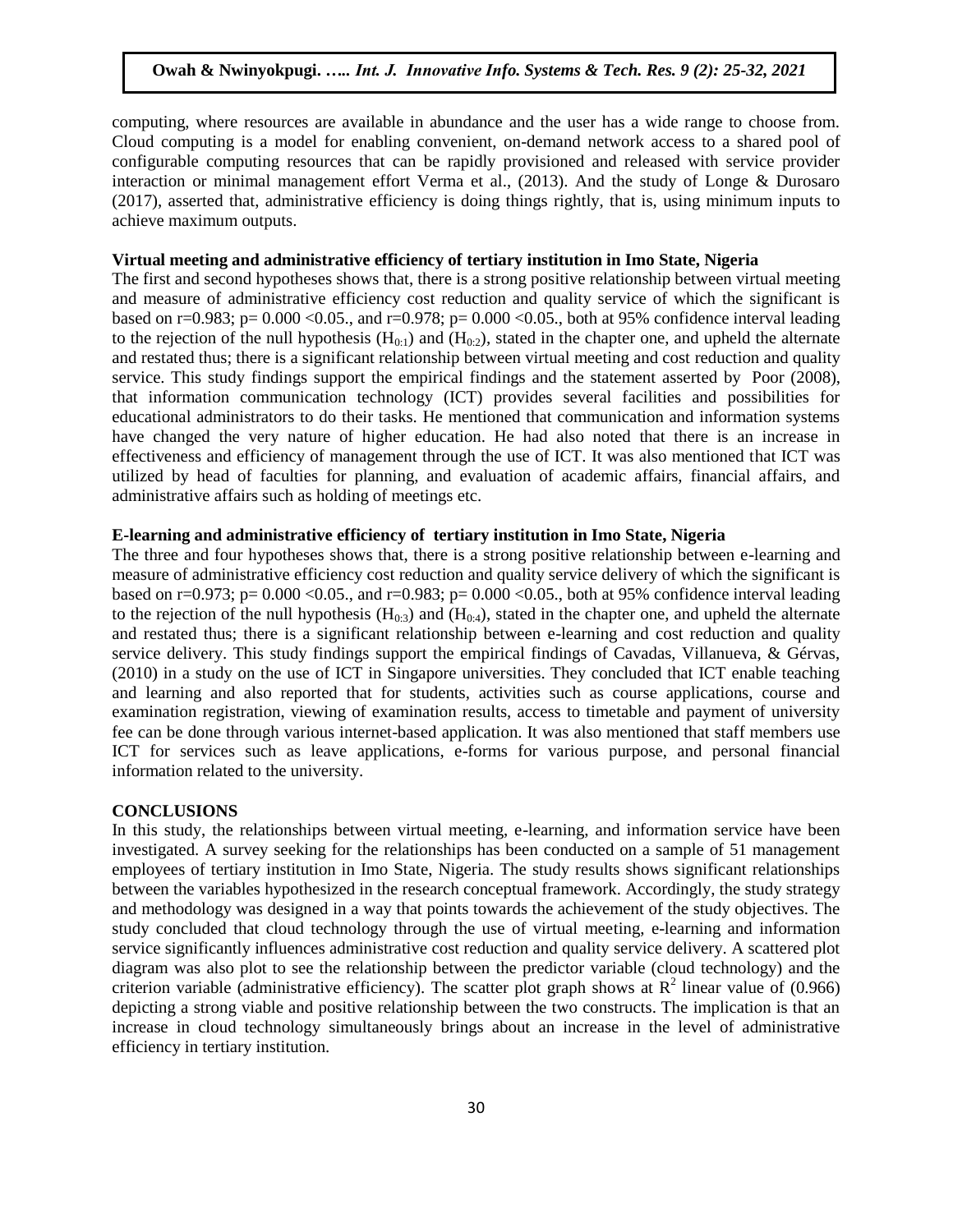computing, where resources are available in abundance and the user has a wide range to choose from. Cloud computing is a model for enabling convenient, on-demand network access to a shared pool of configurable computing resources that can be rapidly provisioned and released with service provider interaction or minimal management effort Verma et al., (2013). And the study of Longe & Durosaro (2017), asserted that, administrative efficiency is doing things rightly, that is, using minimum inputs to achieve maximum outputs.

**Virtual meeting and administrative efficiency of tertiary institution in Imo State, Nigeria**

The first and second hypotheses shows that, there is a strong positive relationship between virtual meeting and measure of administrative efficiency cost reduction and quality service of which the significant is based on r=0.983; p= 0.000 <0.05., and r=0.978; p= 0.000 <0.05., both at 95% confidence interval leading to the rejection of the null hypothesis ($H_{0:1}$) and ($H_{0:2}$), stated in the chapter one, and upheld the alternate and restated thus; there is a significant relationship between virtual meeting and cost reduction and quality service. This study findings support the empirical findings and the statement asserted by Poor (2008), that information communication technology (ICT) provides several facilities and possibilities for educational administrators to do their tasks. He mentioned that communication and information systems have changed the very nature of higher education. He had also noted that there is an increase in effectiveness and efficiency of management through the use of ICT. It was also mentioned that ICT was utilized by head of faculties for planning, and evaluation of academic affairs, financial affairs, and administrative affairs such as holding of meetings etc.

**E-learning and administrative efficiency of tertiary institution in Imo State, Nigeria**

The three and four hypotheses shows that, there is a strong positive relationship between e-learning and measure of administrative efficiency cost reduction and quality service delivery of which the significant is based on r=0.973; p= 0.000 <0.05., and r=0.983; p= 0.000 <0.05., both at 95% confidence interval leading to the rejection of the null hypothesis ($H_{0:3}$) and ($H_{0:4}$), stated in the chapter one, and upheld the alternate and restated thus; there is a significant relationship between e-learning and cost reduction and quality service delivery. This study findings support the empirical findings of Cavadas, Villanueva, & Gérvas, (2010) in a study on the use of ICT in Singapore universities. They concluded that ICT enable teaching and learning and also reported that for students, activities such as course applications, course and examination registration, viewing of examination results, access to timetable and payment of university fee can be done through various internet-based application. It was also mentioned that staff members use ICT for services such as leave applications, e-forms for various purpose, and personal financial information related to the university.

## CONCLUSIONS

In this study, the relationships between virtual meeting, e-learning, and information service have been investigated. A survey seeking for the relationships has been conducted on a sample of 51 management employees of tertiary institution in Imo State, Nigeria. The study results shows significant relationships between the variables hypothesized in the research conceptual framework. Accordingly, the study strategy and methodology was designed in a way that points towards the achievement of the study objectives. The study concluded that cloud technology through the use of virtual meeting, e-learning and information service significantly influences administrative cost reduction and quality service delivery. A scattered plot diagram was also plot to see the relationship between the predictor variable (cloud technology) and the criterion variable (administrative efficiency). The scatter plot graph shows at $R^2$ linear value of (0.966) depicting a strong viable and positive relationship between the two constructs. The implication is that an increase in cloud technology simultaneously brings about an increase in the level of administrative efficiency in tertiary institution.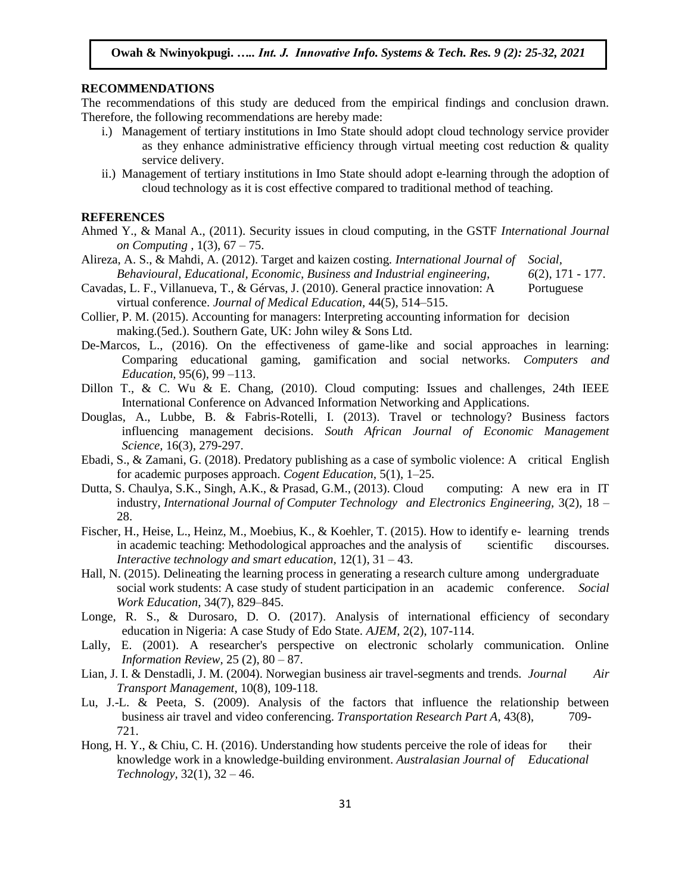## RECOMMENDATIONS

The recommendations of this study are deduced from the empirical findings and conclusion drawn. Therefore, the following recommendations are hereby made:

i.) Management of tertiary institutions in Imo State should adopt cloud technology service provider as they enhance administrative efficiency through virtual meeting cost reduction & quality service delivery.

ii.) Management of tertiary institutions in Imo State should adopt e-learning through the adoption of cloud technology as it is cost effective compared to traditional method of teaching.

## REFERENCES

Ahmed Y., & Manal A., (2011). Security issues in cloud computing, in the GSTF *International Journal on Computing* , 1(3), 67 – 75.

Alireza, A. S., & Mahdi, A. (2012). Target and kaizen costing. *International Journal of Social, Behavioural, Educational, Economic, Business and Industrial engineering,* *6*(2), 171 - 177.

Cavadas, L. F., Villanueva, T., & Gérvas, J. (2010). General practice innovation: A Portuguese virtual conference. *Journal of Medical Education*, 44(5), 514–515.

Collier, P. M. (2015). Accounting for managers: Interpreting accounting information for decision making.(5ed.). Southern Gate, UK: John wiley & Sons Ltd.

De-Marcos, L., (2016). On the effectiveness of game-like and social approaches in learning: Comparing educational gaming, gamification and social networks. *Computers and Education,* 95(6), 99 –113.

Dillon T., & C. Wu & E. Chang, (2010). Cloud computing: Issues and challenges, 24th IEEE International Conference on Advanced Information Networking and Applications.

Douglas, A., Lubbe, B. & Fabris-Rotelli, I. (2013). Travel or technology? Business factors influencing management decisions. *South African Journal of Economic Management Science,* 16(3), 279-297.

Ebadi, S., & Zamani, G. (2018). Predatory publishing as a case of symbolic violence: A critical English for academic purposes approach. *Cogent Education*, 5(1), 1–25.

Dutta, S. Chaulya, S.K., Singh, A.K., & Prasad, G.M., (2013). Cloud computing: A new era in IT industry, *International Journal of Computer Technology and Electronics Engineering*, 3(2), 18 – 28.

Fischer, H., Heise, L., Heinz, M., Moebius, K., & Koehler, T. (2015). How to identify e- learning trends in academic teaching: Methodological approaches and the analysis of scientific discourses. *Interactive technology and smart education,* 12(1), 31 – 43.

Hall, N. (2015). Delineating the learning process in generating a research culture among undergraduate social work students: A case study of student participation in an academic conference. *Social Work Education,* 34(7), 829–845.

Longe, R. S., & Durosaro, D. O. (2017). Analysis of international efficiency of secondary education in Nigeria: A case Study of Edo State. *AJEM,* 2(2), 107-114.

Lally, E. (2001). A researcher's perspective on electronic scholarly communication. Online *Information Review,* 25 (2), 80 – 87.

Lian, J. I. & Denstadli, J. M. (2004). Norwegian business air travel-segments and trends. *Journal Air Transport Management,* 10(8), 109-118.

Lu, J.-L. & Peeta, S. (2009). Analysis of the factors that influence the relationship between business air travel and video conferencing. *Transportation Research Part A*, 43(8), 709-721.

Hong, H. Y., & Chiu, C. H. (2016). Understanding how students perceive the role of ideas for their knowledge work in a knowledge-building environment. *Australasian Journal of Educational Technology,* 32(1), 32 – 46.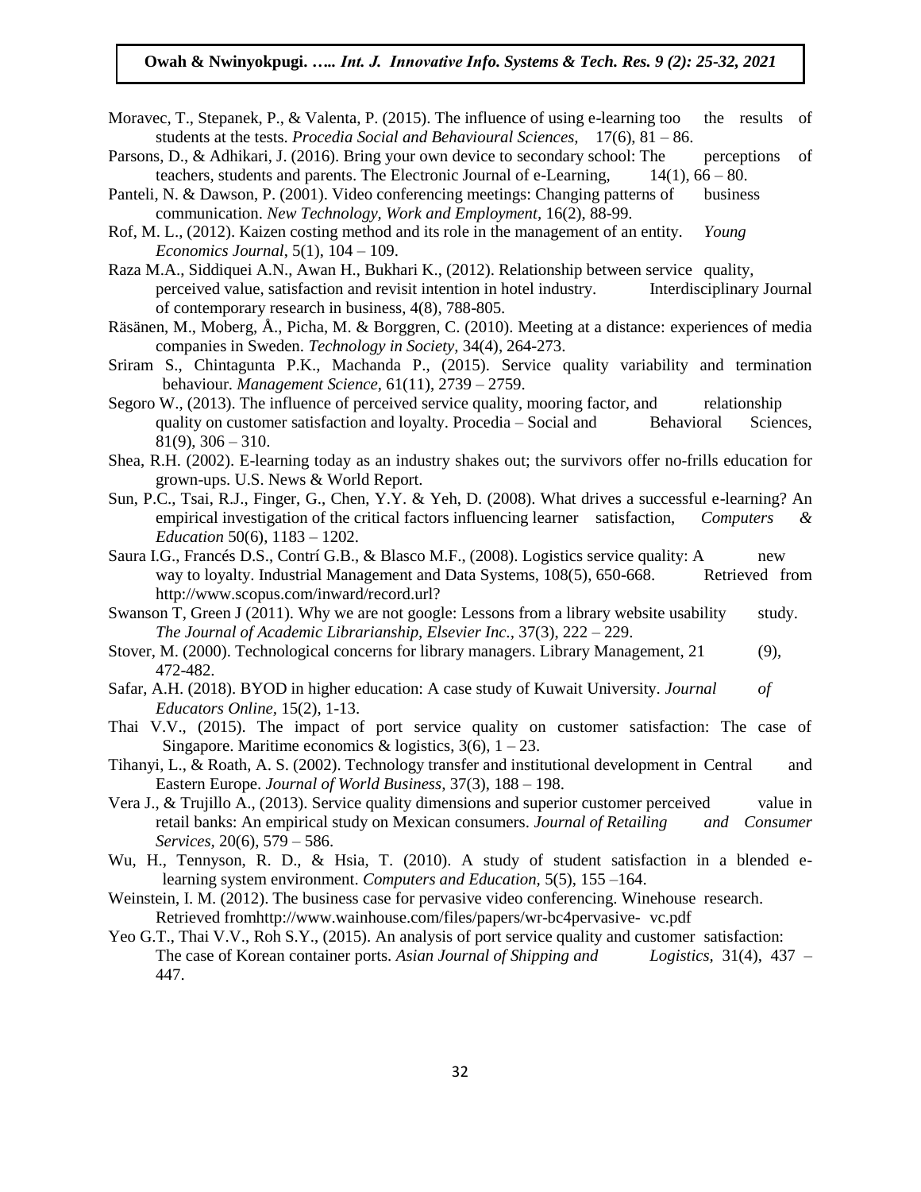Moravec, T., Stepanek, P., & Valenta, P. (2015). The influence of using e-learning too the results of students at the tests. *Procedia Social and Behavioural Sciences,* 17(6), 81 – 86.

Parsons, D., & Adhikari, J. (2016). Bring your own device to secondary school: The perceptions of teachers, students and parents. The Electronic Journal of e-Learning, 14(1), 66 – 80.

Panteli, N. & Dawson, P. (2001). Video conferencing meetings: Changing patterns of business communication. *New Technology, Work and Employment,* 16(2), 88-99.

Rof, M. L., (2012). Kaizen costing method and its role in the management of an entity. *Young Economics Journal*, 5(1), 104 – 109.

Raza M.A., Siddiquei A.N., Awan H., Bukhari K., (2012). Relationship between service quality, perceived value, satisfaction and revisit intention in hotel industry. Interdisciplinary Journal of contemporary research in business, 4(8), 788-805.

Räsänen, M., Moberg, Å., Picha, M. & Borggren, C. (2010). Meeting at a distance: experiences of media companies in Sweden. *Technology in Society,* 34(4), 264-273.

Sriram S., Chintagunta P.K., Machanda P., (2015). Service quality variability and termination behaviour. *Management Science,* 61(11), 2739 – 2759.

Segoro W., (2013). The influence of perceived service quality, mooring factor, and relationship quality on customer satisfaction and loyalty. Procedia – Social and Behavioral Sciences, 81(9), 306 – 310.

Shea, R.H. (2002). E-learning today as an industry shakes out; the survivors offer no-frills education for grown-ups. U.S. News & World Report.

Sun, P.C., Tsai, R.J., Finger, G., Chen, Y.Y. & Yeh, D. (2008). What drives a successful e-learning? An empirical investigation of the critical factors influencing learner satisfaction, *Computers & Education* 50(6), 1183 – 1202.

Saura I.G., Francés D.S., Contrí G.B., & Blasco M.F., (2008). Logistics service quality: A new way to loyalty. Industrial Management and Data Systems, 108(5), 650-668. Retrieved from http://www.scopus.com/inward/record.url?

Swanson T, Green J (2011). Why we are not google: Lessons from a library website usability study. *The Journal of Academic Librarianship, Elsevier Inc.,* 37(3), 222 – 229.

Stover, M. (2000). Technological concerns for library managers. Library Management, 21 (9), 472-482.

Safar, A.H. (2018). BYOD in higher education: A case study of Kuwait University. *Journal of Educators Online*, 15(2), 1-13.

Thai V.V., (2015). The impact of port service quality on customer satisfaction: The case of Singapore. Maritime economics & logistics, 3(6), 1 – 23.

Tihanyi, L., & Roath, A. S. (2002). Technology transfer and institutional development in Central and Eastern Europe. *Journal of World Business*, 37(3), 188 – 198.

Vera J., & Trujillo A., (2013). Service quality dimensions and superior customer perceived value in retail banks: An empirical study on Mexican consumers. *Journal of Retailing and Consumer Services*, 20(6), 579 – 586.

Wu, H., Tennyson, R. D., & Hsia, T. (2010). A study of student satisfaction in a blended e-learning system environment. *Computers and Education,* 5(5), 155 –164.

Weinstein, I. M. (2012). The business case for pervasive video conferencing. Winehouse research. Retrieved fromhttp://www.wainhouse.com/files/papers/wr-bc4pervasive- vc.pdf

Yeo G.T., Thai V.V., Roh S.Y., (2015). An analysis of port service quality and customer satisfaction: The case of Korean container ports. *Asian Journal of Shipping and Logistics,* 31(4), 437 – 447.